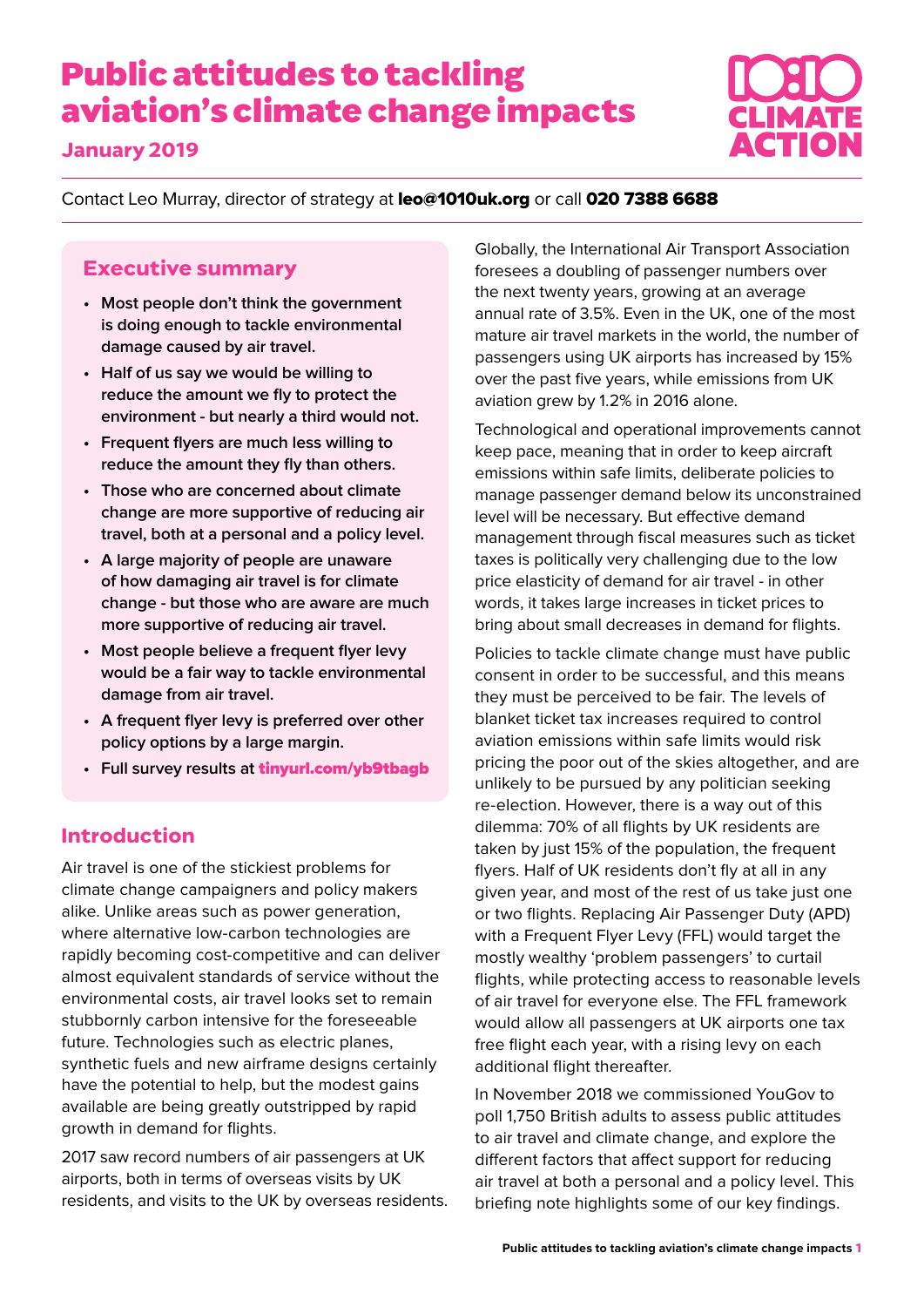# Public attitudes to tackling aviation's climate change impacts

**January 2019**

10:10 CLIMATE ACTION

Contact Leo Murray, director of strategy at **leo@1010uk.org** or call **020 7388 6688**

## Executive summary

- **Most people don't think the government is doing enough to tackle environmental damage caused by air travel.**
- **Half of us say we would be willing to reduce the amount we fly to protect the environment - but nearly a third would not.**
- **Frequent flyers are much less willing to reduce the amount they fly than others.**
- **Those who are concerned about climate change are more supportive of reducing air travel, both at a personal and a policy level.**
- **A large majority of people are unaware of how damaging air travel is for climate change - but those who are aware are much more supportive of reducing air travel.**
- **Most people believe a frequent flyer levy would be a fair way to tackle environmental damage from air travel.**
- **A frequent flyer levy is preferred over other policy options by a large margin.**
- **Full survey results at tinyurl.com/yb9tbagb**

## Introduction

Air travel is one of the stickiest problems for climate change campaigners and policy makers alike. Unlike areas such as power generation, where alternative low-carbon technologies are rapidly becoming cost-competitive and can deliver almost equivalent standards of service without the environmental costs, air travel looks set to remain stubbornly carbon intensive for the foreseeable future. Technologies such as electric planes, synthetic fuels and new airframe designs certainly have the potential to help, but the modest gains available are being greatly outstripped by rapid growth in demand for flights.

2017 saw record numbers of air passengers at UK airports, both in terms of overseas visits by UK residents, and visits to the UK by overseas residents. Globally, the International Air Transport Association foresees a doubling of passenger numbers over the next twenty years, growing at an average annual rate of 3.5%. Even in the UK, one of the most mature air travel markets in the world, the number of passengers using UK airports has increased by 15% over the past five years, while emissions from UK aviation grew by 1.2% in 2016 alone.

Technological and operational improvements cannot keep pace, meaning that in order to keep aircraft emissions within safe limits, deliberate policies to manage passenger demand below its unconstrained level will be necessary. But effective demand management through fiscal measures such as ticket taxes is politically very challenging due to the low price elasticity of demand for air travel - in other words, it takes large increases in ticket prices to bring about small decreases in demand for flights.

Policies to tackle climate change must have public consent in order to be successful, and this means they must be perceived to be fair. The levels of blanket ticket tax increases required to control aviation emissions within safe limits would risk pricing the poor out of the skies altogether, and are unlikely to be pursued by any politician seeking re-election. However, there is a way out of this dilemma: 70% of all flights by UK residents are taken by just 15% of the population, the frequent flyers. Half of UK residents don't fly at all in any given year, and most of the rest of us take just one or two flights. Replacing Air Passenger Duty (APD) with a Frequent Flyer Levy (FFL) would target the mostly wealthy 'problem passengers' to curtail flights, while protecting access to reasonable levels of air travel for everyone else. The FFL framework would allow all passengers at UK airports one tax free flight each year, with a rising levy on each additional flight thereafter.

In November 2018 we commissioned YouGov to poll 1,750 British adults to assess public attitudes to air travel and climate change, and explore the different factors that affect support for reducing air travel at both a personal and a policy level. This briefing note highlights some of our key findings.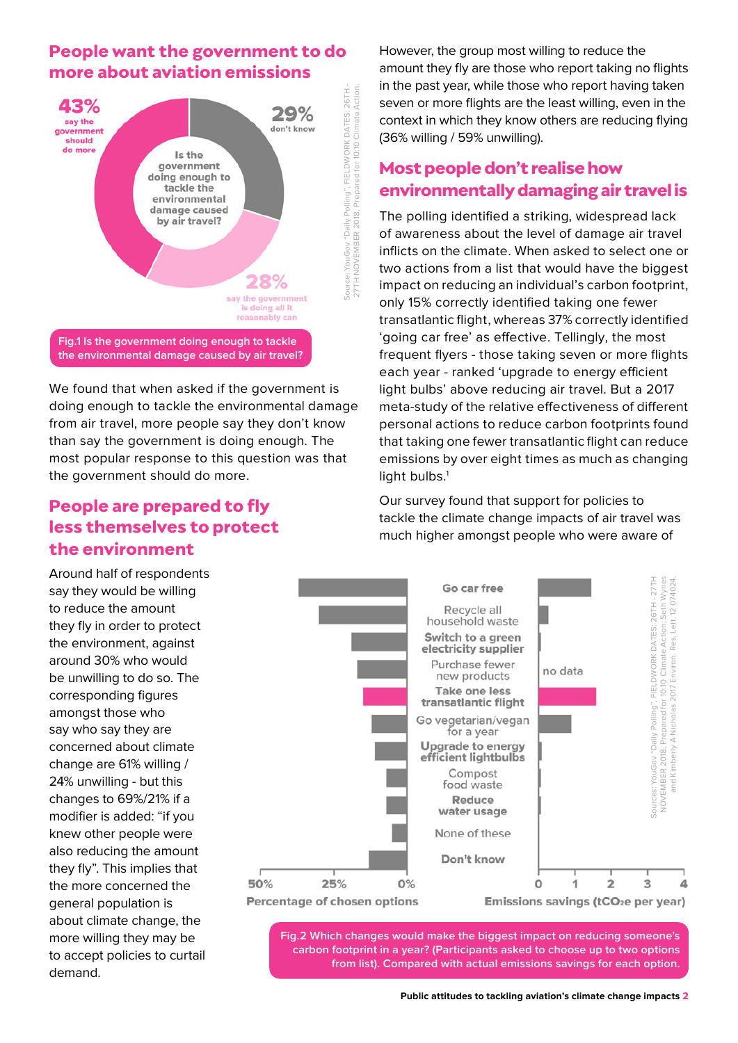## People want the government to do more about aviation emissions

Is the government doing enough to tackle the environmental damage caused by air travel?

- 43% say the government should do more
- 29% don't know
- 28% say the government is doing all it reasonably can

Source: YouGov "Daily Polling", FIELDWORK DATES: 26TH - 27TH NOVEMBER 2018, Prepared for 10:10 Climate Action.

Fig.1 Is the government doing enough to tackle the environmental damage caused by air travel?

We found that when asked if the government is doing enough to tackle the environmental damage from air travel, more people say they don't know than say the government is doing enough. The most popular response to this question was that the government should do more.

## People are prepared to fly less themselves to protect the environment

Around half of respondents say they would be willing to reduce the amount they fly in order to protect the environment, against around 30% who would be unwilling to do so. The corresponding figures amongst those who say who say they are concerned about climate change are 61% willing / 24% unwilling - but this changes to 69%/21% if a modifier is added: "if you knew other people were also reducing the amount they fly". This implies that the more concerned the general population is about climate change, the more willing they may be to accept policies to curtail demand.

However, the group most willing to reduce the amount they fly are those who report taking no flights in the past year, while those who report having taken seven or more flights are the least willing, even in the context in which they know others are reducing flying (36% willing / 59% unwilling).

## Most people don't realise how environmentally damaging air travel is

The polling identified a striking, widespread lack of awareness about the level of damage air travel inflicts on the climate. When asked to select one or two actions from a list that would have the biggest impact on reducing an individual's carbon footprint, only 15% correctly identified taking one fewer transatlantic flight, whereas 37% correctly identified 'going car free' as effective. Tellingly, the most frequent flyers - those taking seven or more flights each year - ranked 'upgrade to energy efficient light bulbs' above reducing air travel. But a 2017 meta-study of the relative effectiveness of different personal actions to reduce carbon footprints found that taking one fewer transatlantic flight can reduce emissions by over eight times as much as changing light bulbs.[1]

Our survey found that support for policies to tackle the climate change impacts of air travel was much higher amongst people who were aware of

Options (left axis: Percentage of chosen options, 50% / 25% / 0%; right axis: Emissions savings ($tCO_2e$ per year), 0–4):

- Go car free
- Recycle all household waste
- Switch to a green electricity supplier
- Purchase fewer new products (no data)
- Take one less transatlantic flight
- Go vegetarian/vegan for a year
- Upgrade to energy efficient lightbulbs
- Compost food waste
- Reduce water usage
- None of these
- Don't know

Sources: YouGov "Daily Polling", FIELDWORK DATES: 26TH - 27TH NOVEMBER 2018, Prepared for 10:10 Climate Action, Seth Wynes and Kimberly A Nicholas 2017 Environ. Res. Lett. 12 074024.

Fig.2 Which changes would make the biggest impact on reducing someone's carbon footprint in a year? (Participants asked to choose up to two options from list). Compared with actual emissions savings for each option.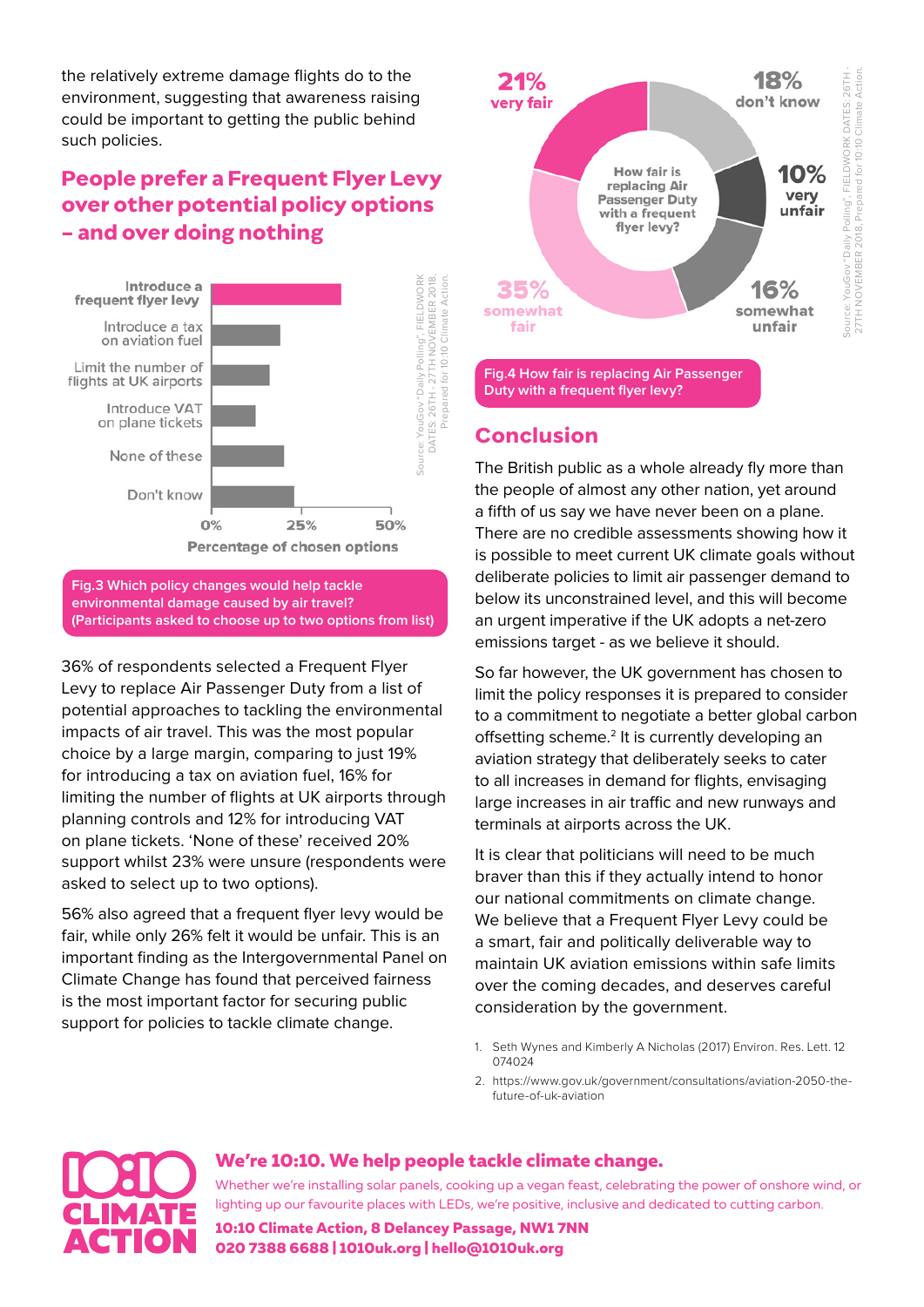the relatively extreme damage flights do to the environment, suggesting that awareness raising could be important to getting the public behind such policies.

## People prefer a Frequent Flyer Levy over other potential policy options – and over doing nothing

Introduce a frequent flyer levy
Introduce a tax on aviation fuel
Limit the number of flights at UK airports
Introduce VAT on plane tickets
None of these
Don't know
0%
25%
50%
Percentage of chosen options

Source: YouGov "Daily Polling", FIELDWORK DATES: 26TH - 27TH NOVEMBER 2018, Prepared for 10:10 Climate Action.

Fig.3 Which policy changes would help tackle environmental damage caused by air travel? (Participants asked to choose up to two options from list)

36% of respondents selected a Frequent Flyer Levy to replace Air Passenger Duty from a list of potential approaches to tackling the environmental impacts of air travel. This was the most popular choice by a large margin, comparing to just 19% for introducing a tax on aviation fuel, 16% for limiting the number of flights at UK airports through planning controls and 12% for introducing VAT on plane tickets. 'None of these' received 20% support whilst 23% were unsure (respondents were asked to select up to two options).

56% also agreed that a frequent flyer levy would be fair, while only 26% felt it would be unfair. This is an important finding as the Intergovernmental Panel on Climate Change has found that perceived fairness is the most important factor for securing public support for policies to tackle climate change.

21% very fair
18% don't know
10% very unfair
16% somewhat unfair
35% somewhat fair
How fair is replacing Air Passenger Duty with a frequent flyer levy?

Source: YouGov "Daily Polling", FIELDWORK DATES: 26TH - 27TH NOVEMBER 2018, Prepared for 10:10 Climate Action.

Fig.4 How fair is replacing Air Passenger Duty with a frequent flyer levy?

## Conclusion

The British public as a whole already fly more than the people of almost any other nation, yet around a fifth of us say we have never been on a plane. There are no credible assessments showing how it is possible to meet current UK climate goals without deliberate policies to limit air passenger demand to below its unconstrained level, and this will become an urgent imperative if the UK adopts a net-zero emissions target - as we believe it should.

So far however, the UK government has chosen to limit the policy responses it is prepared to consider to a commitment to negotiate a better global carbon offsetting scheme.[2] It is currently developing an aviation strategy that deliberately seeks to cater to all increases in demand for flights, envisaging large increases in air traffic and new runways and terminals at airports across the UK.

It is clear that politicians will need to be much braver than this if they actually intend to honor our national commitments on climate change. We believe that a Frequent Flyer Levy could be a smart, fair and politically deliverable way to maintain UK aviation emissions within safe limits over the coming decades, and deserves careful consideration by the government.

1. Seth Wynes and Kimberly A Nicholas (2017) Environ. Res. Lett. 12 074024
2. https://www.gov.uk/government/consultations/aviation-2050-the-future-of-uk-aviation

10:10 CLIMATE ACTION

**We're 10:10. We help people tackle climate change.**

Whether we're installing solar panels, cooking up a vegan feast, celebrating the power of onshore wind, or lighting up our favourite places with LEDs, we're positive, inclusive and dedicated to cutting carbon.

**10:10 Climate Action, 8 Delancey Passage, NW1 7NN**
**020 7388 6688 | 1010uk.org | hello@1010uk.org**